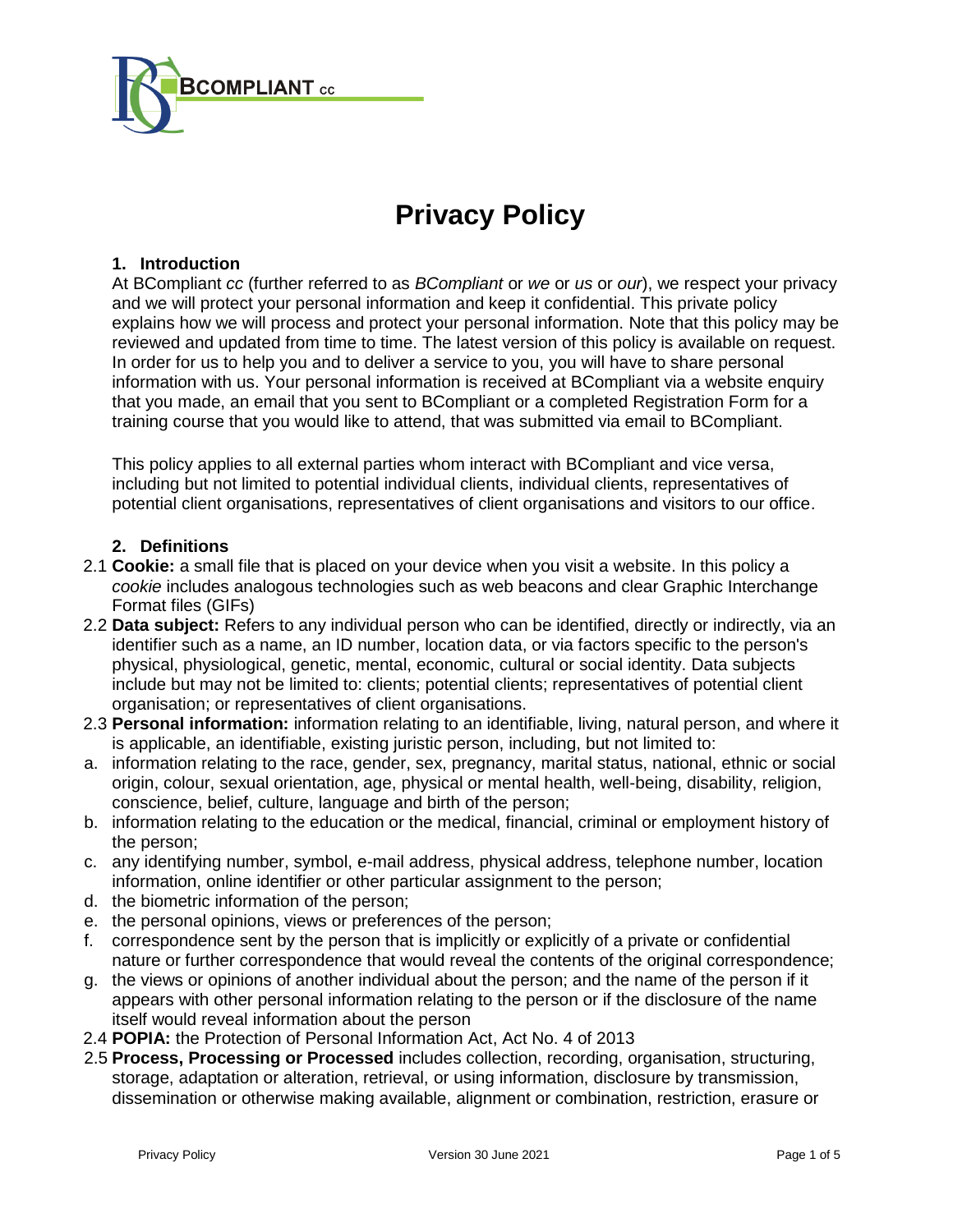BCOMPLIANT cc

# Privacy Policy

## 1. Introduction

At BCompliant *cc* (further referred to as *BCompliant* or *we* or *us* or *our*), we respect your privacy and we will protect your personal information and keep it confidential. This private policy explains how we will process and protect your personal information. Note that this policy may be reviewed and updated from time to time. The latest version of this policy is available on request. In order for us to help you and to deliver a service to you, you will have to share personal information with us. Your personal information is received at BCompliant via a website enquiry that you made, an email that you sent to BCompliant or a completed Registration Form for a training course that you would like to attend, that was submitted via email to BCompliant.

This policy applies to all external parties whom interact with BCompliant and vice versa, including but not limited to potential individual clients, individual clients, representatives of potential client organisations, representatives of client organisations and visitors to our office.

## 2. Definitions

2.1 **Cookie:** a small file that is placed on your device when you visit a website. In this policy a *cookie* includes analogous technologies such as web beacons and clear Graphic Interchange Format files (GIFs)

2.2 **Data subject:** Refers to any individual person who can be identified, directly or indirectly, via an identifier such as a name, an ID number, location data, or via factors specific to the person's physical, physiological, genetic, mental, economic, cultural or social identity. Data subjects include but may not be limited to: clients; potential clients; representatives of potential client organisation; or representatives of client organisations.

2.3 **Personal information:** information relating to an identifiable, living, natural person, and where it is applicable, an identifiable, existing juristic person, including, but not limited to:

a. information relating to the race, gender, sex, pregnancy, marital status, national, ethnic or social origin, colour, sexual orientation, age, physical or mental health, well-being, disability, religion, conscience, belief, culture, language and birth of the person;
b. information relating to the education or the medical, financial, criminal or employment history of the person;
c. any identifying number, symbol, e-mail address, physical address, telephone number, location information, online identifier or other particular assignment to the person;
d. the biometric information of the person;
e. the personal opinions, views or preferences of the person;
f. correspondence sent by the person that is implicitly or explicitly of a private or confidential nature or further correspondence that would reveal the contents of the original correspondence;
g. the views or opinions of another individual about the person; and the name of the person if it appears with other personal information relating to the person or if the disclosure of the name itself would reveal information about the person

2.4 **POPIA:** the Protection of Personal Information Act, Act No. 4 of 2013

2.5 **Process, Processing or Processed** includes collection, recording, organisation, structuring, storage, adaptation or alteration, retrieval, or using information, disclosure by transmission, dissemination or otherwise making available, alignment or combination, restriction, erasure or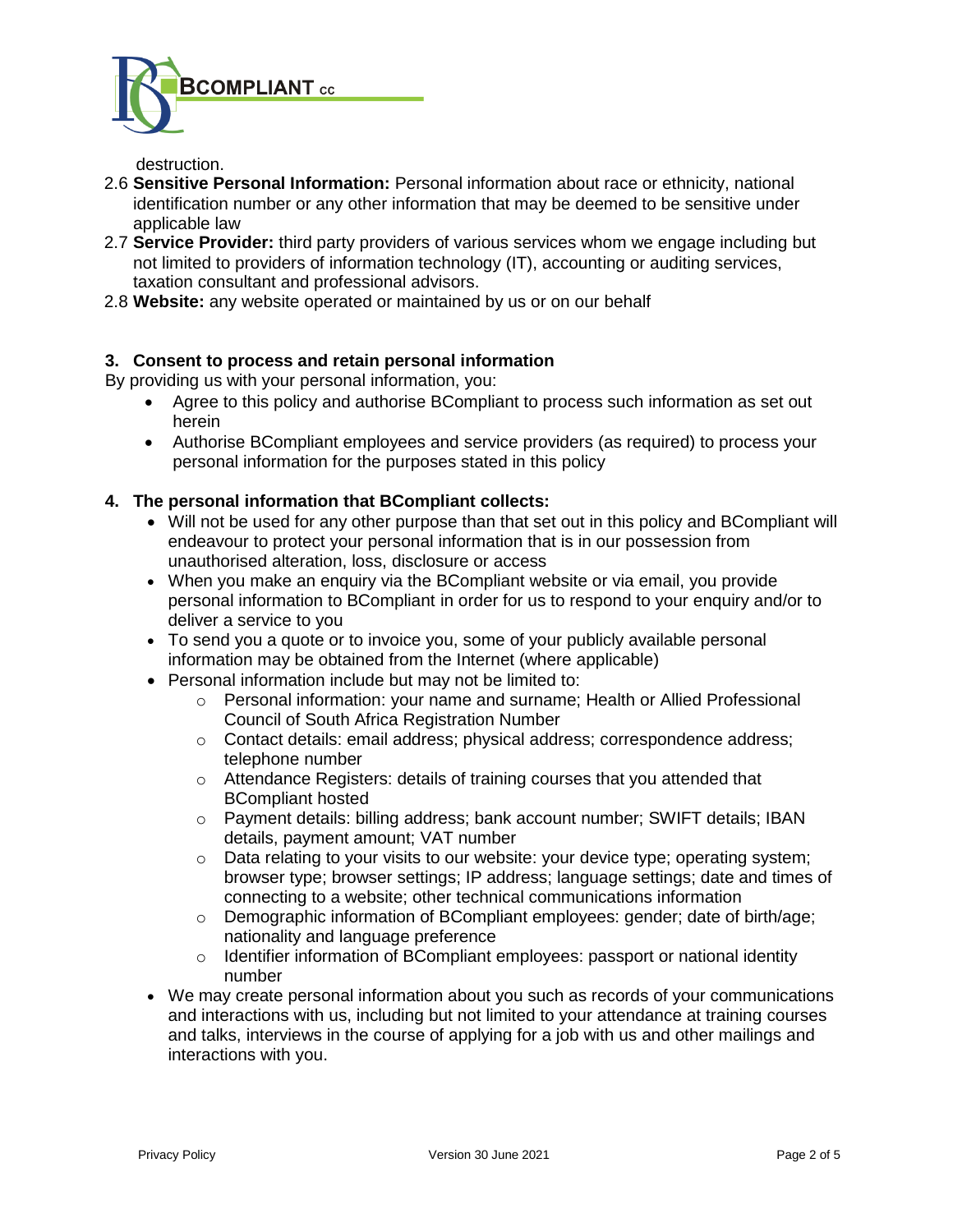destruction.

2.6 **Sensitive Personal Information:** Personal information about race or ethnicity, national identification number or any other information that may be deemed to be sensitive under applicable law

2.7 **Service Provider:** third party providers of various services whom we engage including but not limited to providers of information technology (IT), accounting or auditing services, taxation consultant and professional advisors.

2.8 **Website:** any website operated or maintained by us or on our behalf

## 3. Consent to process and retain personal information

By providing us with your personal information, you:

- Agree to this policy and authorise BCompliant to process such information as set out herein
- Authorise BCompliant employees and service providers (as required) to process your personal information for the purposes stated in this policy

## 4. The personal information that BCompliant collects:

- Will not be used for any other purpose than that set out in this policy and BCompliant will endeavour to protect your personal information that is in our possession from unauthorised alteration, loss, disclosure or access
- When you make an enquiry via the BCompliant website or via email, you provide personal information to BCompliant in order for us to respond to your enquiry and/or to deliver a service to you
- To send you a quote or to invoice you, some of your publicly available personal information may be obtained from the Internet (where applicable)
- Personal information include but may not be limited to:
  - Personal information: your name and surname; Health or Allied Professional Council of South Africa Registration Number
  - Contact details: email address; physical address; correspondence address; telephone number
  - Attendance Registers: details of training courses that you attended that BCompliant hosted
  - Payment details: billing address; bank account number; SWIFT details; IBAN details, payment amount; VAT number
  - Data relating to your visits to our website: your device type; operating system; browser type; browser settings; IP address; language settings; date and times of connecting to a website; other technical communications information
  - Demographic information of BCompliant employees: gender; date of birth/age; nationality and language preference
  - Identifier information of BCompliant employees: passport or national identity number
- We may create personal information about you such as records of your communications and interactions with us, including but not limited to your attendance at training courses and talks, interviews in the course of applying for a job with us and other mailings and interactions with you.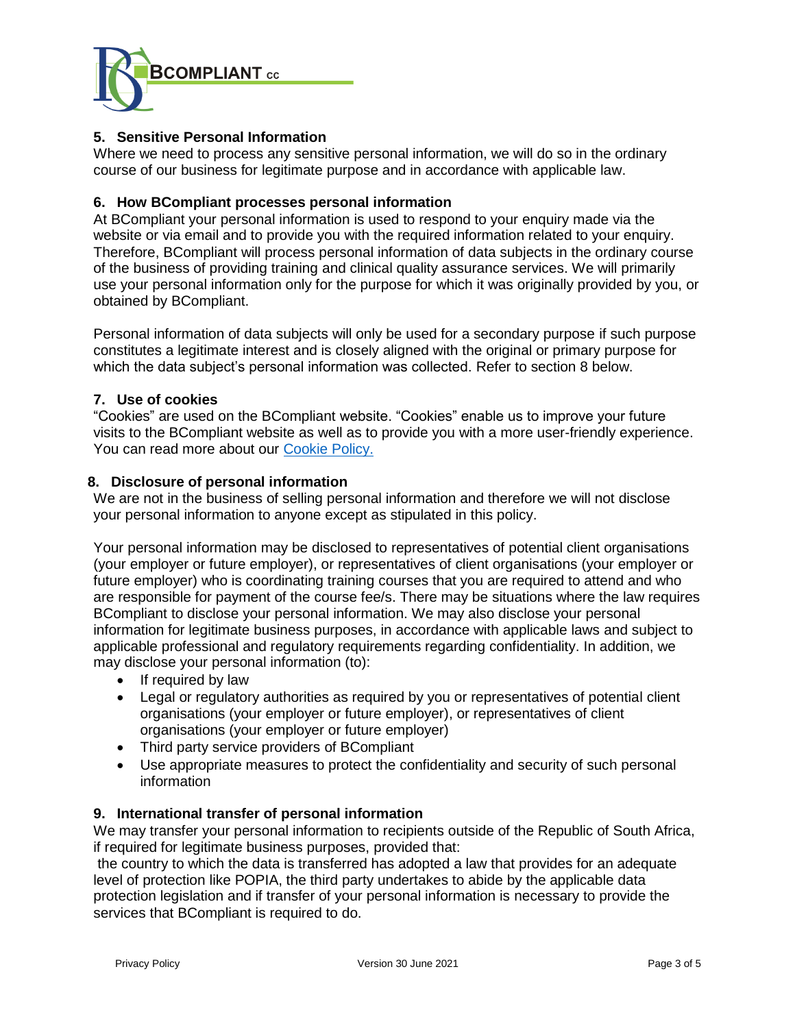## 5. Sensitive Personal Information

Where we need to process any sensitive personal information, we will do so in the ordinary course of our business for legitimate purpose and in accordance with applicable law.

## 6. How BCompliant processes personal information

At BCompliant your personal information is used to respond to your enquiry made via the website or via email and to provide you with the required information related to your enquiry. Therefore, BCompliant will process personal information of data subjects in the ordinary course of the business of providing training and clinical quality assurance services. We will primarily use your personal information only for the purpose for which it was originally provided by you, or obtained by BCompliant.

Personal information of data subjects will only be used for a secondary purpose if such purpose constitutes a legitimate interest and is closely aligned with the original or primary purpose for which the data subject's personal information was collected. Refer to section 8 below.

## 7. Use of cookies

"Cookies" are used on the BCompliant website. "Cookies" enable us to improve your future visits to the BCompliant website as well as to provide you with a more user-friendly experience. You can read more about our Cookie Policy.

## 8. Disclosure of personal information

We are not in the business of selling personal information and therefore we will not disclose your personal information to anyone except as stipulated in this policy.

Your personal information may be disclosed to representatives of potential client organisations (your employer or future employer), or representatives of client organisations (your employer or future employer) who is coordinating training courses that you are required to attend and who are responsible for payment of the course fee/s. There may be situations where the law requires BCompliant to disclose your personal information. We may also disclose your personal information for legitimate business purposes, in accordance with applicable laws and subject to applicable professional and regulatory requirements regarding confidentiality. In addition, we may disclose your personal information (to):

- If required by law
- Legal or regulatory authorities as required by you or representatives of potential client organisations (your employer or future employer), or representatives of client organisations (your employer or future employer)
- Third party service providers of BCompliant
- Use appropriate measures to protect the confidentiality and security of such personal information

## 9. International transfer of personal information

We may transfer your personal information to recipients outside of the Republic of South Africa, if required for legitimate business purposes, provided that:

the country to which the data is transferred has adopted a law that provides for an adequate level of protection like POPIA, the third party undertakes to abide by the applicable data protection legislation and if transfer of your personal information is necessary to provide the services that BCompliant is required to do.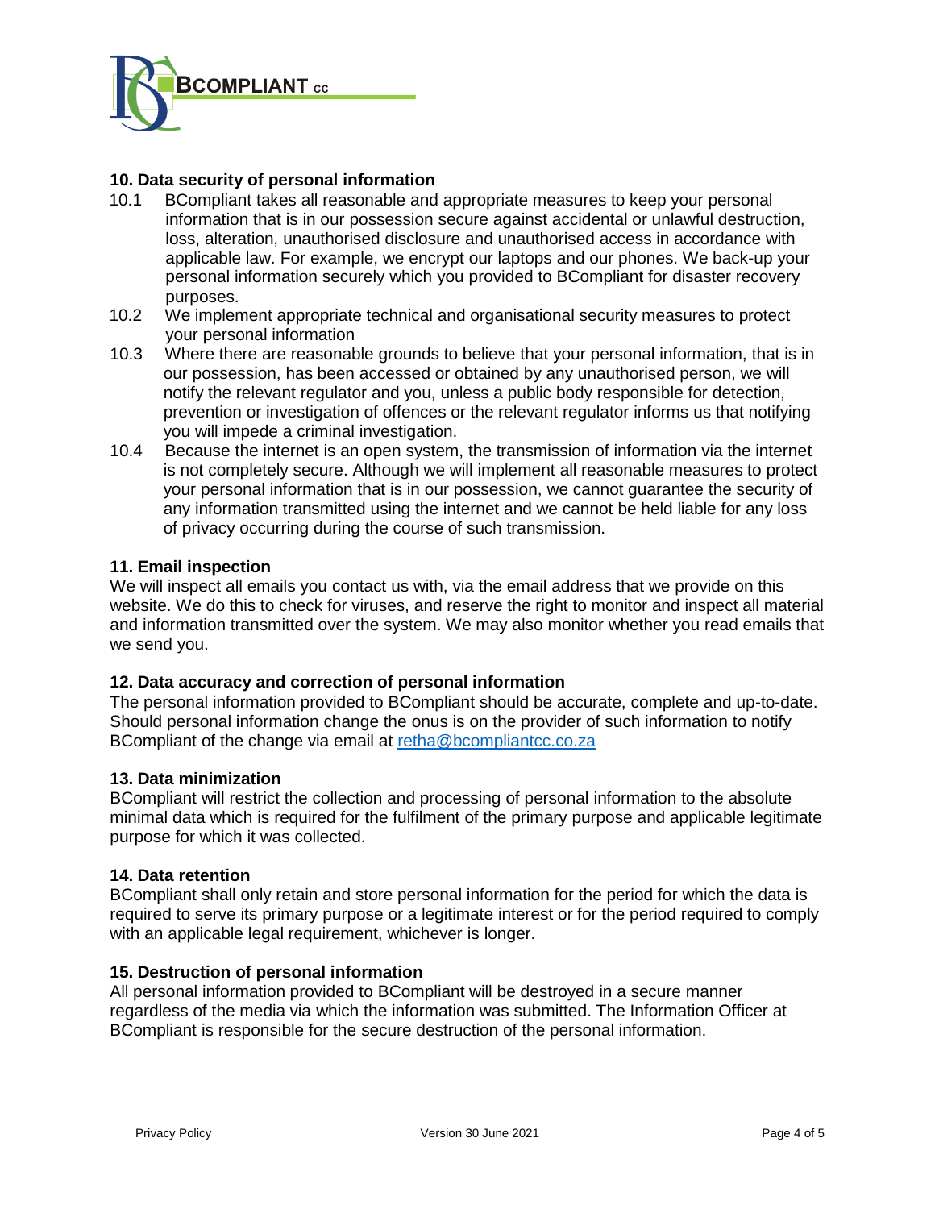## 10. Data security of personal information

10.1 BCompliant takes all reasonable and appropriate measures to keep your personal information that is in our possession secure against accidental or unlawful destruction, loss, alteration, unauthorised disclosure and unauthorised access in accordance with applicable law. For example, we encrypt our laptops and our phones. We back-up your personal information securely which you provided to BCompliant for disaster recovery purposes.

10.2 We implement appropriate technical and organisational security measures to protect your personal information

10.3 Where there are reasonable grounds to believe that your personal information, that is in our possession, has been accessed or obtained by any unauthorised person, we will notify the relevant regulator and you, unless a public body responsible for detection, prevention or investigation of offences or the relevant regulator informs us that notifying you will impede a criminal investigation.

10.4 Because the internet is an open system, the transmission of information via the internet is not completely secure. Although we will implement all reasonable measures to protect your personal information that is in our possession, we cannot guarantee the security of any information transmitted using the internet and we cannot be held liable for any loss of privacy occurring during the course of such transmission.

## 11. Email inspection

We will inspect all emails you contact us with, via the email address that we provide on this website. We do this to check for viruses, and reserve the right to monitor and inspect all material and information transmitted over the system. We may also monitor whether you read emails that we send you.

## 12. Data accuracy and correction of personal information

The personal information provided to BCompliant should be accurate, complete and up-to-date. Should personal information change the onus is on the provider of such information to notify BCompliant of the change via email at retha@bcompliantcc.co.za

## 13. Data minimization

BCompliant will restrict the collection and processing of personal information to the absolute minimal data which is required for the fulfilment of the primary purpose and applicable legitimate purpose for which it was collected.

## 14. Data retention

BCompliant shall only retain and store personal information for the period for which the data is required to serve its primary purpose or a legitimate interest or for the period required to comply with an applicable legal requirement, whichever is longer.

## 15. Destruction of personal information

All personal information provided to BCompliant will be destroyed in a secure manner regardless of the media via which the information was submitted. The Information Officer at BCompliant is responsible for the secure destruction of the personal information.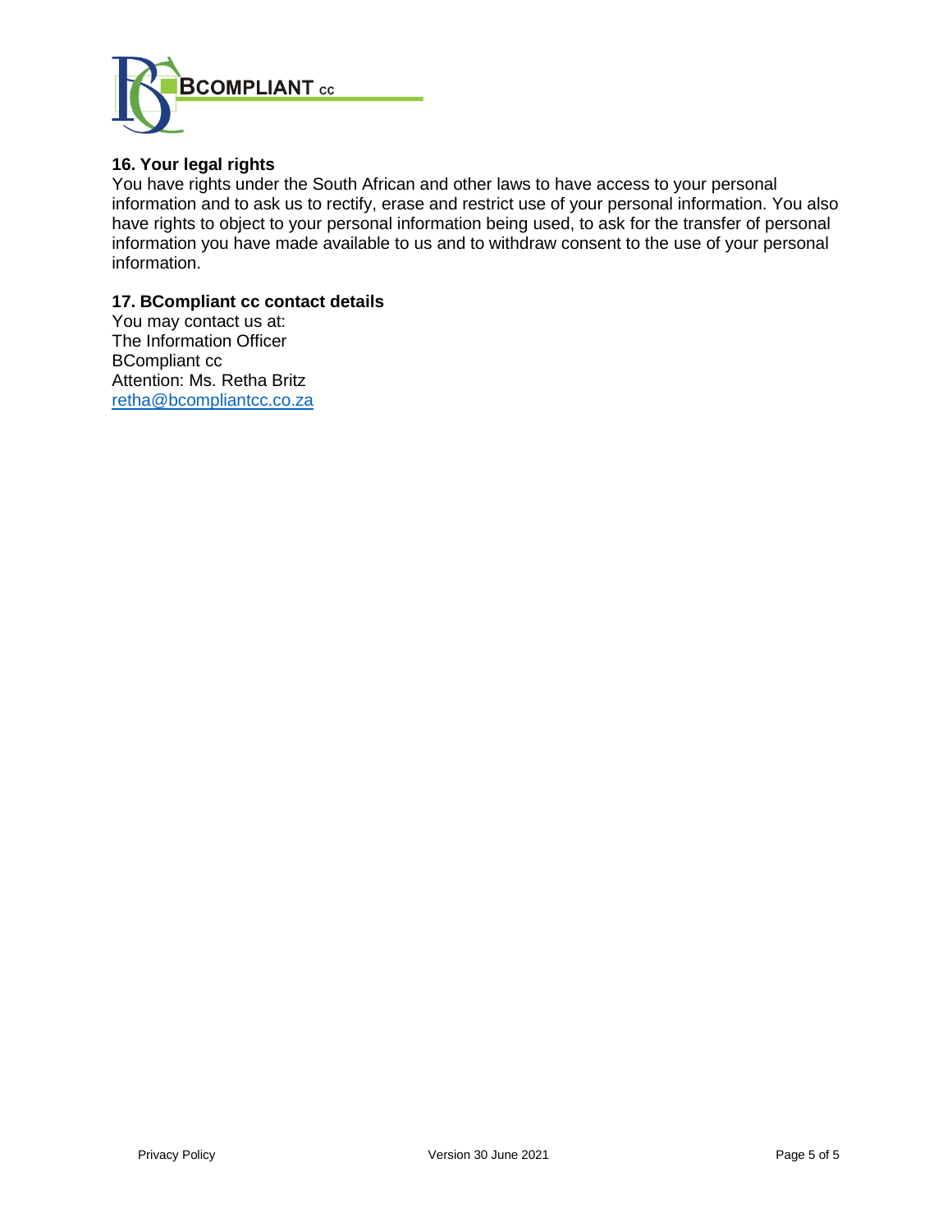## 16. Your legal rights

You have rights under the South African and other laws to have access to your personal information and to ask us to rectify, erase and restrict use of your personal information. You also have rights to object to your personal information being used, to ask for the transfer of personal information you have made available to us and to withdraw consent to the use of your personal information.

## 17. BCompliant cc contact details

You may contact us at:
The Information Officer
BCompliant cc
Attention: Ms. Retha Britz
retha@bcompliantcc.co.za